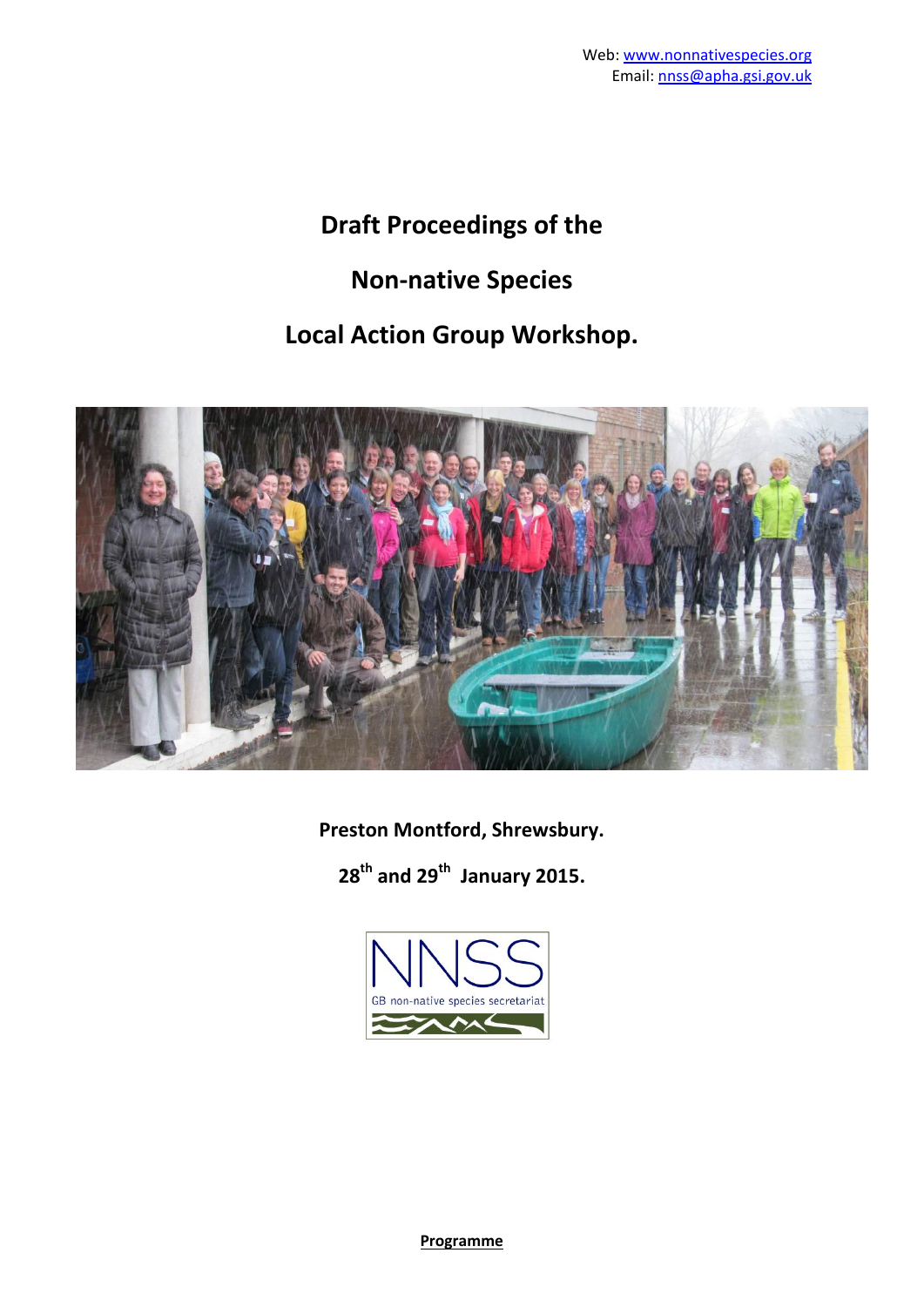Web: www.nonnativespecies.org
Email: nnss@apha.gsi.gov.uk

# Draft Proceedings of the

# Non-native Species

# Local Action Group Workshop.

**Preston Montford, Shrewsbury.**

**28th and 29th January 2015.**

NNSS
GB non-native species secretariat

**Programme**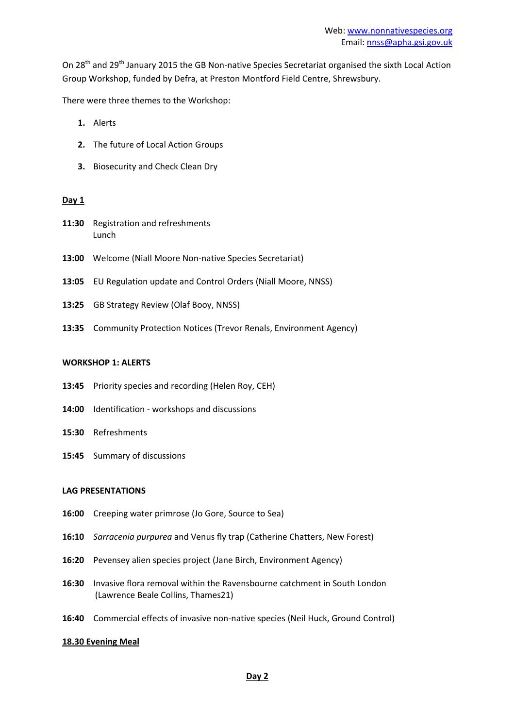Web: [www.nonnativespecies.org](http://www.nonnativespecies.org)
Email: [nnss@apha.gsi.gov.uk](mailto:nnss@apha.gsi.gov.uk)

On 28th and 29th January 2015 the GB Non-native Species Secretariat organised the sixth Local Action Group Workshop, funded by Defra, at Preston Montford Field Centre, Shrewsbury.

There were three themes to the Workshop:

1. Alerts
2. The future of Local Action Groups
3. Biosecurity and Check Clean Dry

**Day 1**

**11:30** Registration and refreshments
Lunch

**13:00** Welcome (Niall Moore Non-native Species Secretariat)

**13:05** EU Regulation update and Control Orders (Niall Moore, NNSS)

**13:25** GB Strategy Review (Olaf Booy, NNSS)

**13:35** Community Protection Notices (Trevor Renals, Environment Agency)

**WORKSHOP 1: ALERTS**

**13:45** Priority species and recording (Helen Roy, CEH)

**14:00** Identification - workshops and discussions

**15:30** Refreshments

**15:45** Summary of discussions

**LAG PRESENTATIONS**

**16:00** Creeping water primrose (Jo Gore, Source to Sea)

**16:10** *Sarracenia purpurea* and Venus fly trap (Catherine Chatters, New Forest)

**16:20** Pevensey alien species project (Jane Birch, Environment Agency)

**16:30** Invasive flora removal within the Ravensbourne catchment in South London (Lawrence Beale Collins, Thames21)

**16:40** Commercial effects of invasive non-native species (Neil Huck, Ground Control)

**18.30 Evening Meal**

**Day 2**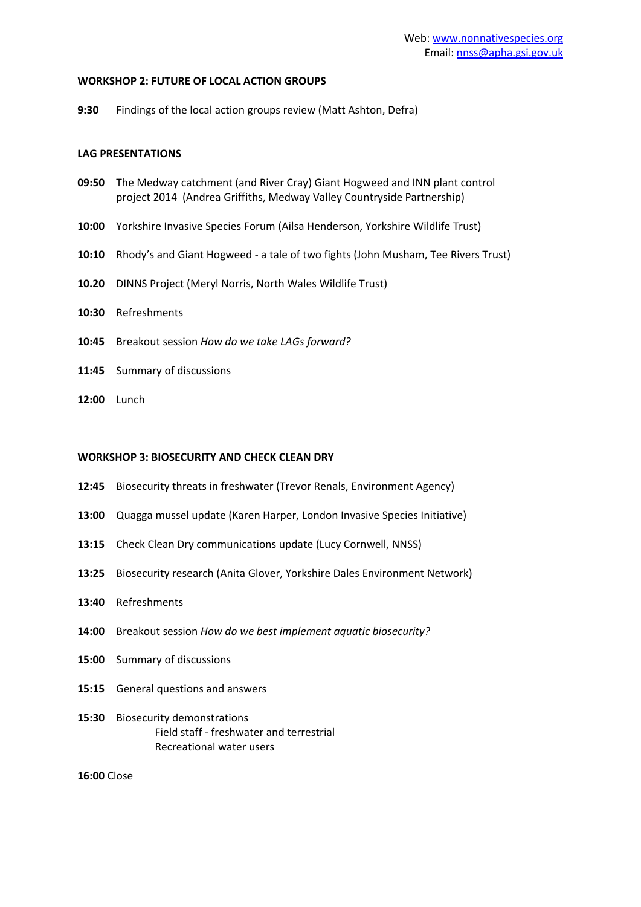Web: www.nonnativespecies.org
Email: nnss@apha.gsi.gov.uk

**WORKSHOP 2: FUTURE OF LOCAL ACTION GROUPS**

**9:30** Findings of the local action groups review (Matt Ashton, Defra)

**LAG PRESENTATIONS**

**09:50** The Medway catchment (and River Cray) Giant Hogweed and INN plant control project 2014 (Andrea Griffiths, Medway Valley Countryside Partnership)

**10:00** Yorkshire Invasive Species Forum (Ailsa Henderson, Yorkshire Wildlife Trust)

**10:10** Rhody's and Giant Hogweed - a tale of two fights (John Musham, Tee Rivers Trust)

**10.20** DINNS Project (Meryl Norris, North Wales Wildlife Trust)

**10:30** Refreshments

**10:45** Breakout session *How do we take LAGs forward?*

**11:45** Summary of discussions

**12:00** Lunch

**WORKSHOP 3: BIOSECURITY AND CHECK CLEAN DRY**

**12:45** Biosecurity threats in freshwater (Trevor Renals, Environment Agency)

**13:00** Quagga mussel update (Karen Harper, London Invasive Species Initiative)

**13:15** Check Clean Dry communications update (Lucy Cornwell, NNSS)

**13:25** Biosecurity research (Anita Glover, Yorkshire Dales Environment Network)

**13:40** Refreshments

**14:00** Breakout session *How do we best implement aquatic biosecurity?*

**15:00** Summary of discussions

**15:15** General questions and answers

**15:30** Biosecurity demonstrations
- Field staff - freshwater and terrestrial
- Recreational water users

**16:00** Close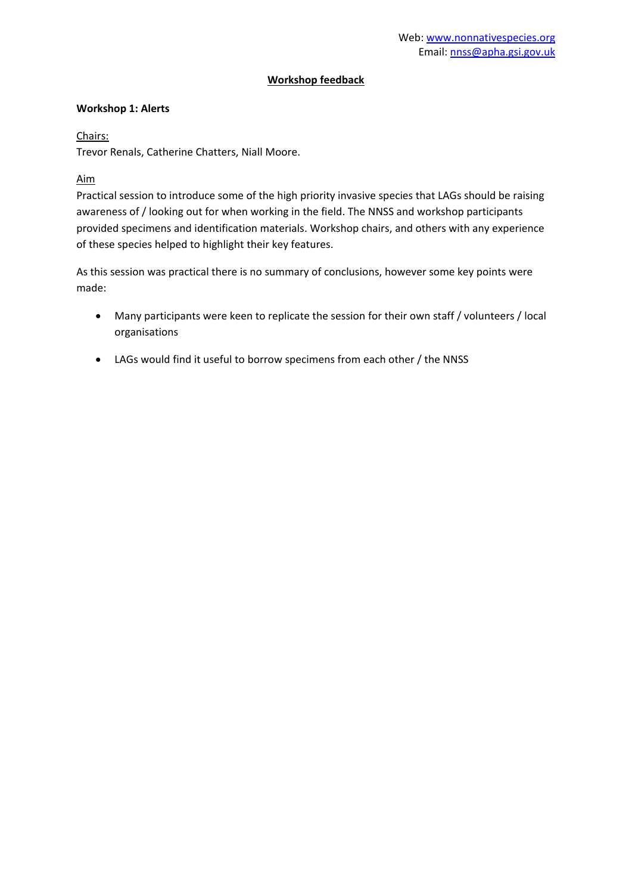Web: www.nonnativespecies.org
Email: nnss@apha.gsi.gov.uk

## Workshop feedback

### Workshop 1: Alerts

Chairs:
Trevor Renals, Catherine Chatters, Niall Moore.

Aim
Practical session to introduce some of the high priority invasive species that LAGs should be raising awareness of / looking out for when working in the field. The NNSS and workshop participants provided specimens and identification materials. Workshop chairs, and others with any experience of these species helped to highlight their key features.

As this session was practical there is no summary of conclusions, however some key points were made:

- Many participants were keen to replicate the session for their own staff / volunteers / local organisations
- LAGs would find it useful to borrow specimens from each other / the NNSS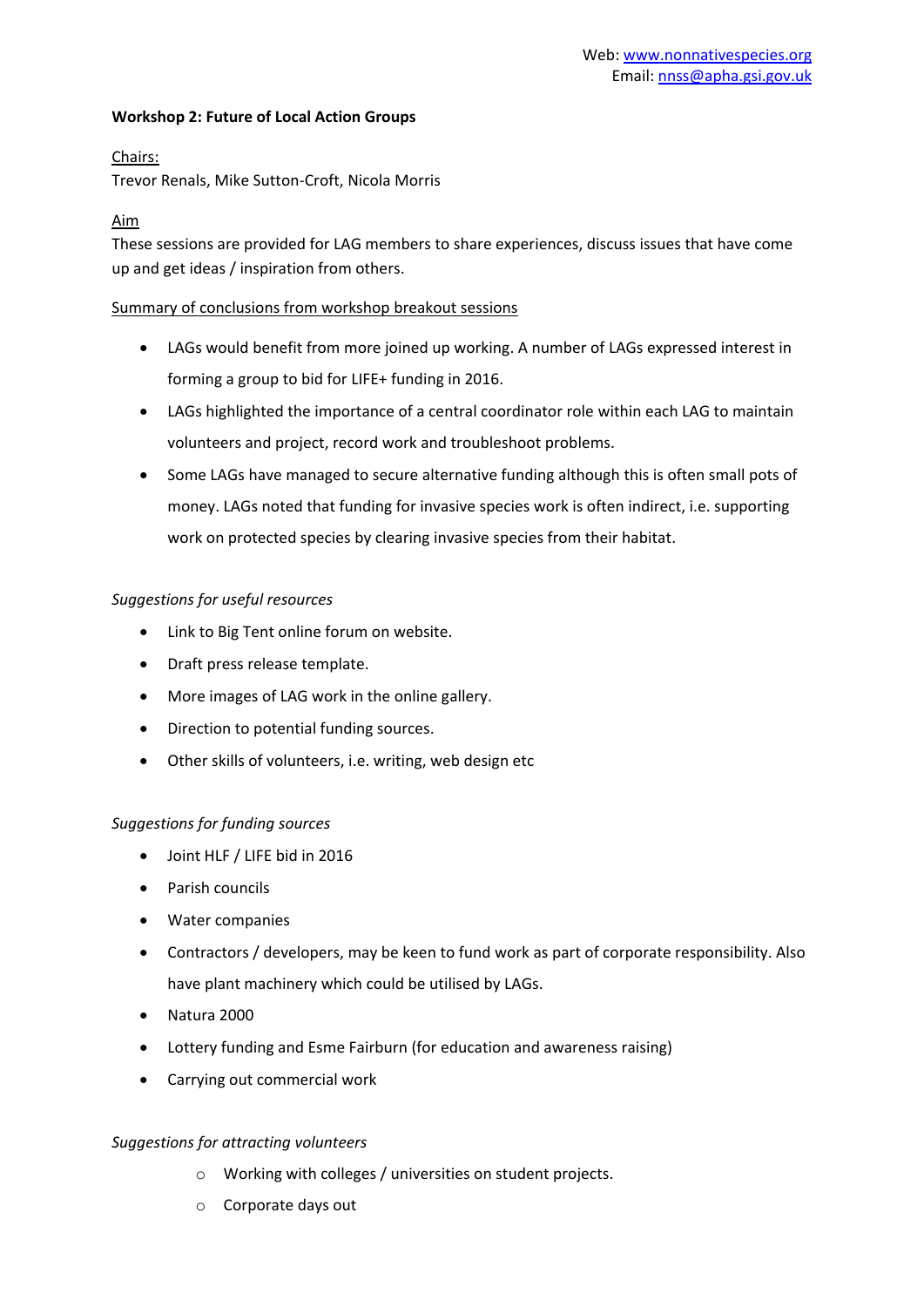**Workshop 2: Future of Local Action Groups**

Chairs:

Trevor Renals, Mike Sutton-Croft, Nicola Morris

Aim

These sessions are provided for LAG members to share experiences, discuss issues that have come up and get ideas / inspiration from others.

Summary of conclusions from workshop breakout sessions

- LAGs would benefit from more joined up working. A number of LAGs expressed interest in forming a group to bid for LIFE+ funding in 2016.
- LAGs highlighted the importance of a central coordinator role within each LAG to maintain volunteers and project, record work and troubleshoot problems.
- Some LAGs have managed to secure alternative funding although this is often small pots of money. LAGs noted that funding for invasive species work is often indirect, i.e. supporting work on protected species by clearing invasive species from their habitat.

*Suggestions for useful resources*

- Link to Big Tent online forum on website.
- Draft press release template.
- More images of LAG work in the online gallery.
- Direction to potential funding sources.
- Other skills of volunteers, i.e. writing, web design etc

*Suggestions for funding sources*

- Joint HLF / LIFE bid in 2016
- Parish councils
- Water companies
- Contractors / developers, may be keen to fund work as part of corporate responsibility. Also have plant machinery which could be utilised by LAGs.
- Natura 2000
- Lottery funding and Esme Fairburn (for education and awareness raising)
- Carrying out commercial work

*Suggestions for attracting volunteers*

  - Working with colleges / universities on student projects.
  - Corporate days out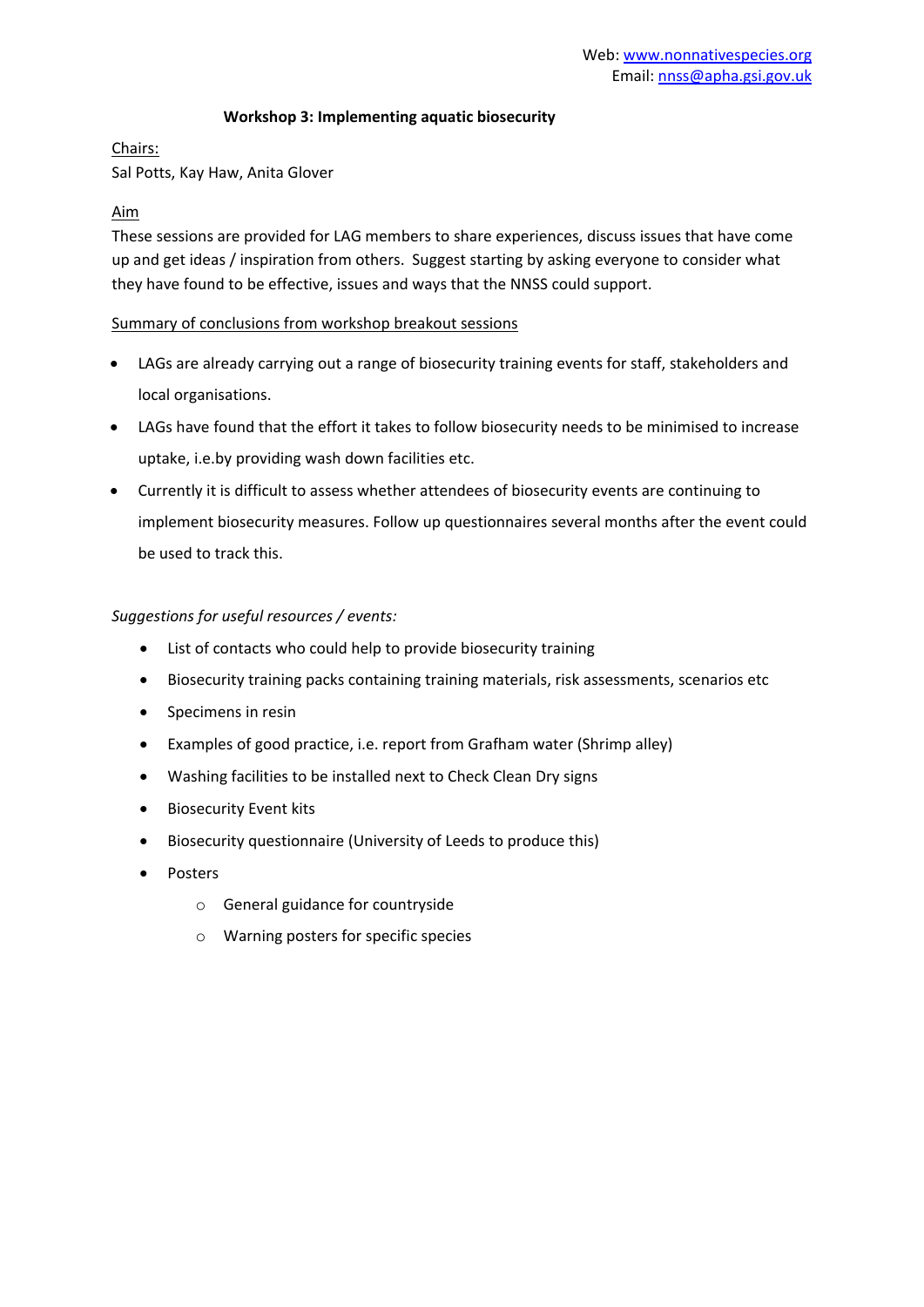Web: www.nonnativespecies.org
Email: nnss@apha.gsi.gov.uk

## Workshop 3: Implementing aquatic biosecurity

Chairs:

Sal Potts, Kay Haw, Anita Glover

Aim

These sessions are provided for LAG members to share experiences, discuss issues that have come up and get ideas / inspiration from others. Suggest starting by asking everyone to consider what they have found to be effective, issues and ways that the NNSS could support.

Summary of conclusions from workshop breakout sessions

- LAGs are already carrying out a range of biosecurity training events for staff, stakeholders and local organisations.
- LAGs have found that the effort it takes to follow biosecurity needs to be minimised to increase uptake, i.e.by providing wash down facilities etc.
- Currently it is difficult to assess whether attendees of biosecurity events are continuing to implement biosecurity measures. Follow up questionnaires several months after the event could be used to track this.

*Suggestions for useful resources / events:*

- List of contacts who could help to provide biosecurity training
- Biosecurity training packs containing training materials, risk assessments, scenarios etc
- Specimens in resin
- Examples of good practice, i.e. report from Grafham water (Shrimp alley)
- Washing facilities to be installed next to Check Clean Dry signs
- Biosecurity Event kits
- Biosecurity questionnaire (University of Leeds to produce this)
- Posters
  - General guidance for countryside
  - Warning posters for specific species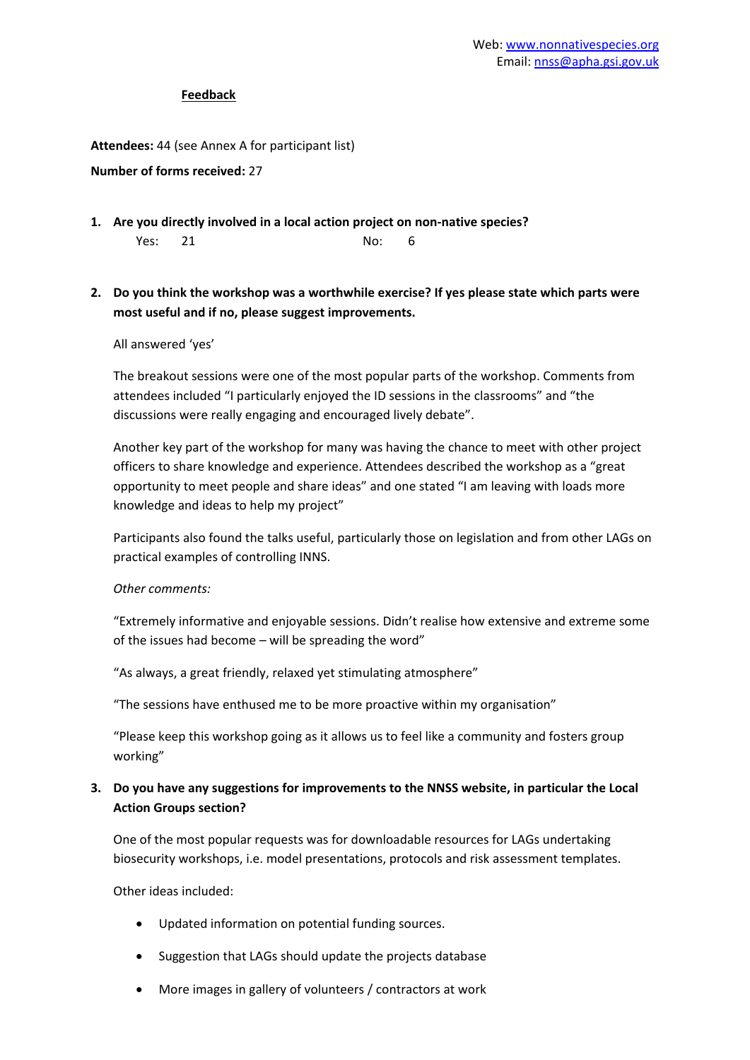## Feedback

**Attendees:** 44 (see Annex A for participant list)

**Number of forms received:** 27

1. **Are you directly involved in a local action project on non-native species?**

   Yes: 21 No: 6

2. **Do you think the workshop was a worthwhile exercise? If yes please state which parts were most useful and if no, please suggest improvements.**

   All answered 'yes'

   The breakout sessions were one of the most popular parts of the workshop. Comments from attendees included "I particularly enjoyed the ID sessions in the classrooms" and "the discussions were really engaging and encouraged lively debate".

   Another key part of the workshop for many was having the chance to meet with other project officers to share knowledge and experience. Attendees described the workshop as a "great opportunity to meet people and share ideas" and one stated "I am leaving with loads more knowledge and ideas to help my project"

   Participants also found the talks useful, particularly those on legislation and from other LAGs on practical examples of controlling INNS.

   *Other comments:*

   "Extremely informative and enjoyable sessions. Didn't realise how extensive and extreme some of the issues had become – will be spreading the word"

   "As always, a great friendly, relaxed yet stimulating atmosphere"

   "The sessions have enthused me to be more proactive within my organisation"

   "Please keep this workshop going as it allows us to feel like a community and fosters group working"

3. **Do you have any suggestions for improvements to the NNSS website, in particular the Local Action Groups section?**

   One of the most popular requests was for downloadable resources for LAGs undertaking biosecurity workshops, i.e. model presentations, protocols and risk assessment templates.

   Other ideas included:

   - Updated information on potential funding sources.
   - Suggestion that LAGs should update the projects database
   - More images in gallery of volunteers / contractors at work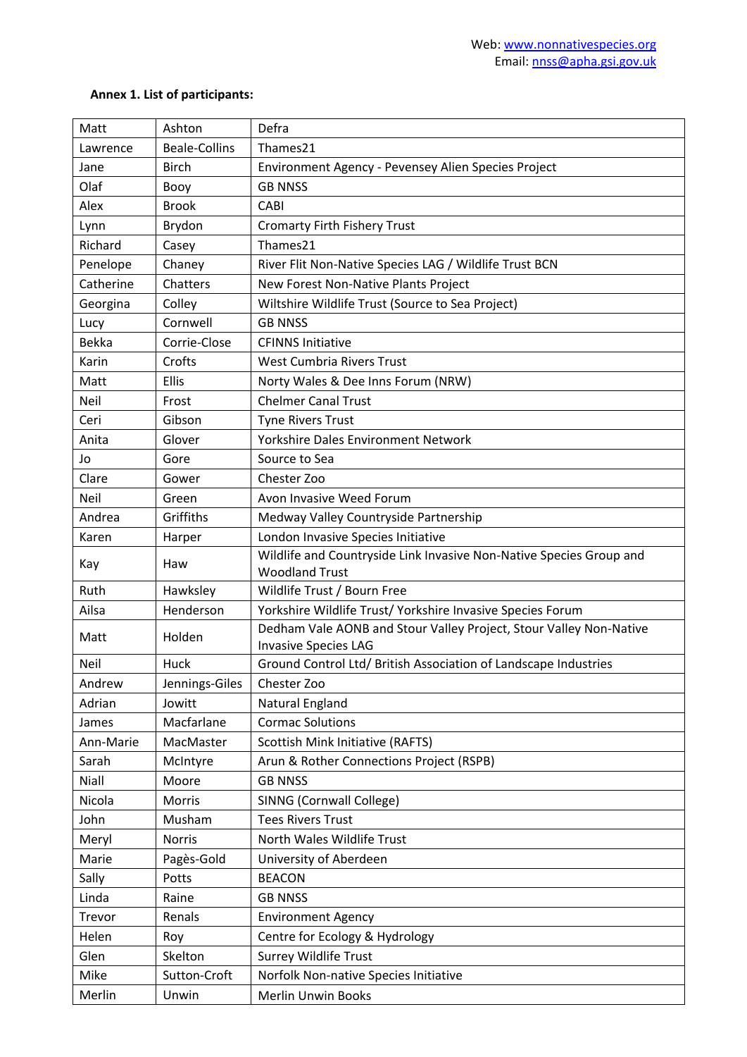Web: www.nonnativespecies.org
Email: nnss@apha.gsi.gov.uk

**Annex 1. List of participants:**

| | | |
|---|---|---|
| Matt | Ashton | Defra |
| Lawrence | Beale-Collins | Thames21 |
| Jane | Birch | Environment Agency - Pevensey Alien Species Project |
| Olaf | Booy | GB NNSS |
| Alex | Brook | CABI |
| Lynn | Brydon | Cromarty Firth Fishery Trust |
| Richard | Casey | Thames21 |
| Penelope | Chaney | River Flit Non-Native Species LAG / Wildlife Trust BCN |
| Catherine | Chatters | New Forest Non-Native Plants Project |
| Georgina | Colley | Wiltshire Wildlife Trust (Source to Sea Project) |
| Lucy | Cornwell | GB NNSS |
| Bekka | Corrie-Close | CFINNS Initiative |
| Karin | Crofts | West Cumbria Rivers Trust |
| Matt | Ellis | Norty Wales & Dee Inns Forum (NRW) |
| Neil | Frost | Chelmer Canal Trust |
| Ceri | Gibson | Tyne Rivers Trust |
| Anita | Glover | Yorkshire Dales Environment Network |
| Jo | Gore | Source to Sea |
| Clare | Gower | Chester Zoo |
| Neil | Green | Avon Invasive Weed Forum |
| Andrea | Griffiths | Medway Valley Countryside Partnership |
| Karen | Harper | London Invasive Species Initiative |
| Kay | Haw | Wildlife and Countryside Link Invasive Non-Native Species Group and Woodland Trust |
| Ruth | Hawksley | Wildlife Trust / Bourn Free |
| Ailsa | Henderson | Yorkshire Wildlife Trust/ Yorkshire Invasive Species Forum |
| Matt | Holden | Dedham Vale AONB and Stour Valley Project, Stour Valley Non-Native Invasive Species LAG |
| Neil | Huck | Ground Control Ltd/ British Association of Landscape Industries |
| Andrew | Jennings-Giles | Chester Zoo |
| Adrian | Jowitt | Natural England |
| James | Macfarlane | Cormac Solutions |
| Ann-Marie | MacMaster | Scottish Mink Initiative (RAFTS) |
| Sarah | McIntyre | Arun & Rother Connections Project (RSPB) |
| Niall | Moore | GB NNSS |
| Nicola | Morris | SINNG (Cornwall College) |
| John | Musham | Tees Rivers Trust |
| Meryl | Norris | North Wales Wildlife Trust |
| Marie | Pagès-Gold | University of Aberdeen |
| Sally | Potts | BEACON |
| Linda | Raine | GB NNSS |
| Trevor | Renals | Environment Agency |
| Helen | Roy | Centre for Ecology & Hydrology |
| Glen | Skelton | Surrey Wildlife Trust |
| Mike | Sutton-Croft | Norfolk Non-native Species Initiative |
| Merlin | Unwin | Merlin Unwin Books |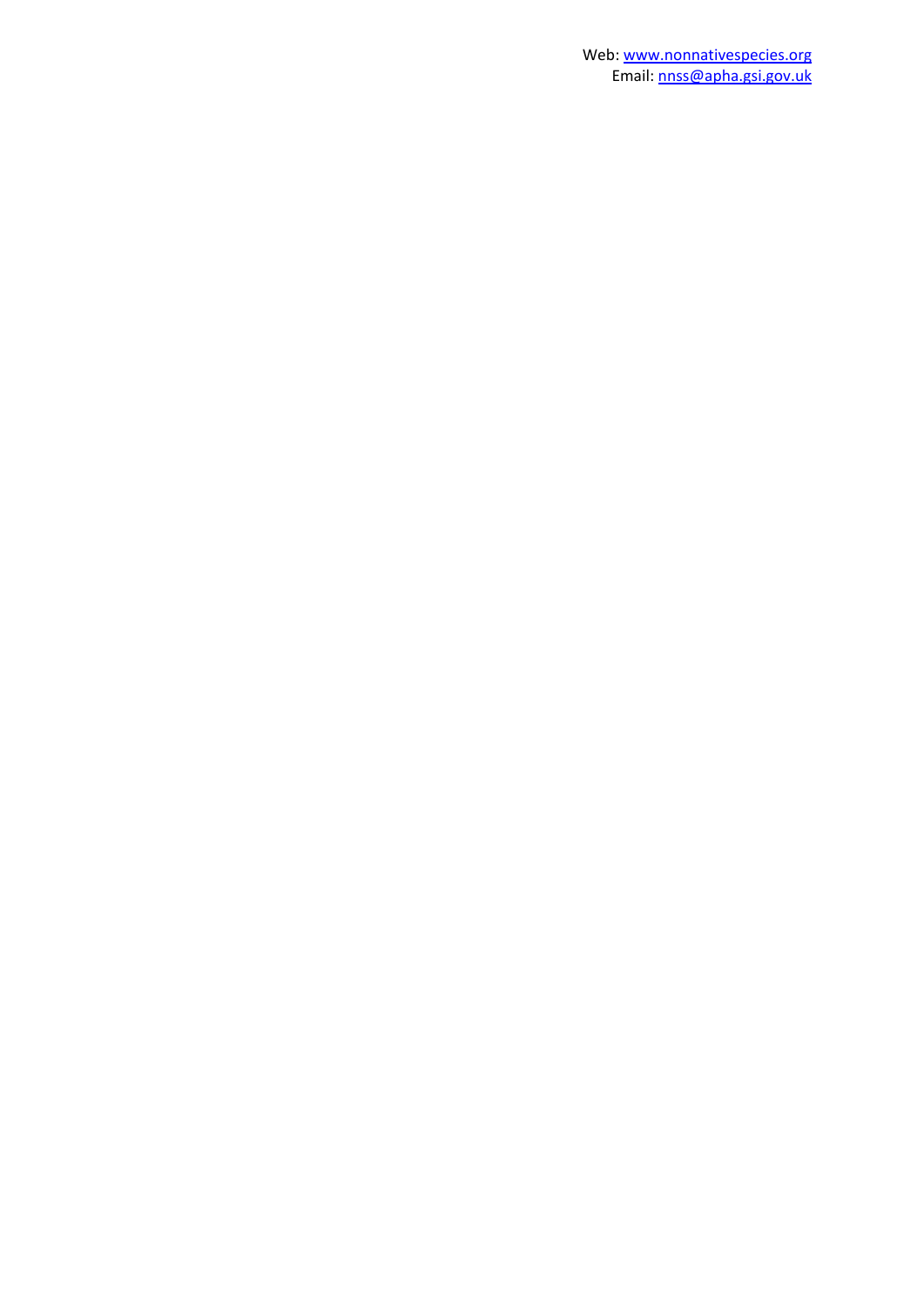Web: www.nonnativespecies.org
Email: nnss@apha.gsi.gov.uk